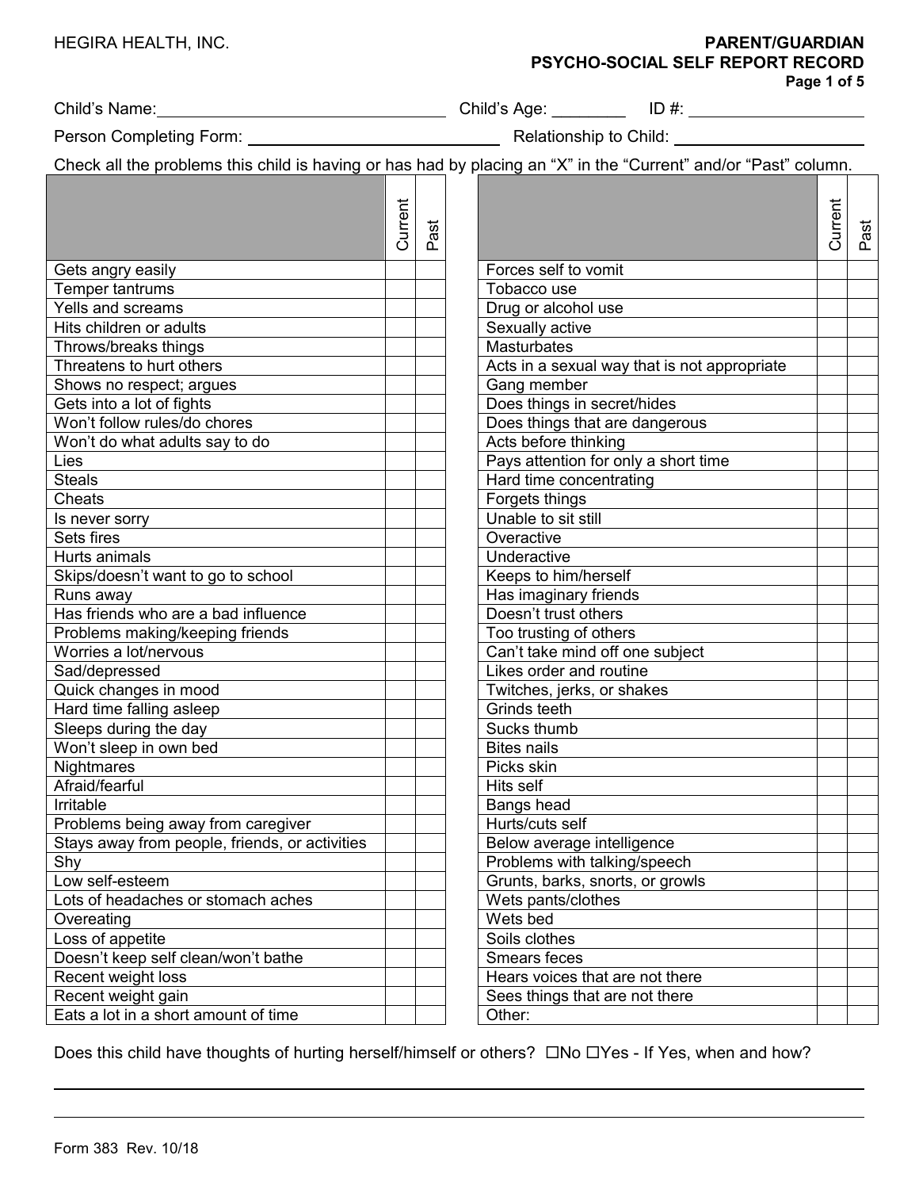HEGIRA HEALTH, INC.

# PARENT/GUARDIAN PSYCHO-SOCIAL SELF REPORT RECORD

Child's Name: ______________________ Child's Age: ________ ID #: ______________

Person Completing Form: ______________________ Relationship to Child: ______________

Check all the problems this child is having or has had by placing an "X" in the "Current" and/or "Past" column.

| | Current | Past |
|---|---|---|
| Gets angry easily | | |
| Temper tantrums | | |
| Yells and screams | | |
| Hits children or adults | | |
| Throws/breaks things | | |
| Threatens to hurt others | | |
| Shows no respect; argues | | |
| Gets into a lot of fights | | |
| Won't follow rules/do chores | | |
| Won't do what adults say to do | | |
| Lies | | |
| Steals | | |
| Cheats | | |
| Is never sorry | | |
| Sets fires | | |
| Hurts animals | | |
| Skips/doesn't want to go to school | | |
| Runs away | | |
| Has friends who are a bad influence | | |
| Problems making/keeping friends | | |
| Worries a lot/nervous | | |
| Sad/depressed | | |
| Quick changes in mood | | |
| Hard time falling asleep | | |
| Sleeps during the day | | |
| Won't sleep in own bed | | |
| Nightmares | | |
| Afraid/fearful | | |
| Irritable | | |
| Problems being away from caregiver | | |
| Stays away from people, friends, or activities | | |
| Shy | | |
| Low self-esteem | | |
| Lots of headaches or stomach aches | | |
| Overeating | | |
| Loss of appetite | | |
| Doesn't keep self clean/won't bathe | | |
| Recent weight loss | | |
| Recent weight gain | | |
| Eats a lot in a short amount of time | | |
| Forces self to vomit | | |
| Tobacco use | | |
| Drug or alcohol use | | |
| Sexually active | | |
| Masturbates | | |
| Acts in a sexual way that is not appropriate | | |
| Gang member | | |
| Does things in secret/hides | | |
| Does things that are dangerous | | |
| Acts before thinking | | |
| Pays attention for only a short time | | |
| Hard time concentrating | | |
| Forgets things | | |
| Unable to sit still | | |
| Overactive | | |
| Underactive | | |
| Keeps to him/herself | | |
| Has imaginary friends | | |
| Doesn't trust others | | |
| Too trusting of others | | |
| Can't take mind off one subject | | |
| Likes order and routine | | |
| Twitches, jerks, or shakes | | |
| Grinds teeth | | |
| Sucks thumb | | |
| Bites nails | | |
| Picks skin | | |
| Hits self | | |
| Bangs head | | |
| Hurts/cuts self | | |
| Below average intelligence | | |
| Problems with talking/speech | | |
| Grunts, barks, snorts, or growls | | |
| Wets pants/clothes | | |
| Wets bed | | |
| Soils clothes | | |
| Smears feces | | |
| Hears voices that are not there | | |
| Sees things that are not there | | |
| Other: | | |

Does this child have thoughts of hurting herself/himself or others? ☐No ☐Yes - If Yes, when and how?

______________________________________________________________________

______________________________________________________________________

Form 383 Rev. 10/18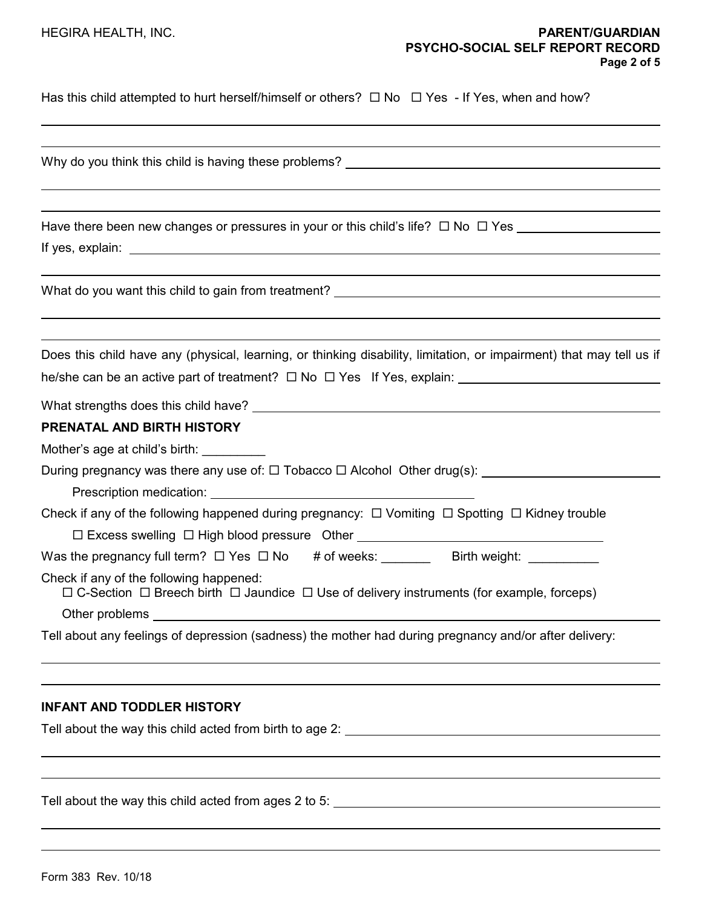Has this child attempted to hurt herself/himself or others? ☐ No ☐ Yes - If Yes, when and how?

\_\_\_\_\_\_\_\_\_\_\_\_\_\_\_\_\_\_\_\_\_\_\_\_\_\_\_\_\_\_\_\_\_\_\_\_\_\_\_\_\_\_\_\_\_\_\_\_\_\_\_\_\_\_\_\_\_\_\_\_\_\_\_\_\_\_\_\_\_\_\_\_

\_\_\_\_\_\_\_\_\_\_\_\_\_\_\_\_\_\_\_\_\_\_\_\_\_\_\_\_\_\_\_\_\_\_\_\_\_\_\_\_\_\_\_\_\_\_\_\_\_\_\_\_\_\_\_\_\_\_\_\_\_\_\_\_\_\_\_\_\_\_\_\_

Why do you think this child is having these problems? \_\_\_\_\_\_\_\_\_\_\_\_\_\_\_\_\_\_\_\_\_\_\_\_\_\_\_\_\_\_\_\_\_\_\_\_\_\_\_\_\_\_\_\_\_\_\_\_\_\_\_\_\_\_\_\_\_\_\_\_\_\_\_\_\_\_\_\_\_\_\_\_

\_\_\_\_\_\_\_\_\_\_\_\_\_\_\_\_\_\_\_\_\_\_\_\_\_\_\_\_\_\_\_\_\_\_\_\_\_\_\_\_\_\_\_\_\_\_\_\_\_\_\_\_\_\_\_\_\_\_\_\_\_\_\_\_\_\_\_\_\_\_\_\_

\_\_\_\_\_\_\_\_\_\_\_\_\_\_\_\_\_\_\_\_\_\_\_\_\_\_\_\_\_\_\_\_\_\_\_\_\_\_\_\_\_\_\_\_\_\_\_\_\_\_\_\_\_\_\_\_\_\_\_\_\_\_\_\_\_\_\_\_\_\_\_\_

Have there been new changes or pressures in your or this child's life? ☐ No ☐ Yes \_\_\_\_\_\_\_\_\_\_\_\_\_\_\_\_\_\_\_\_

If yes, explain: \_\_\_\_\_\_\_\_\_\_\_\_\_\_\_\_\_\_\_\_\_\_\_\_\_\_\_\_\_\_\_\_\_\_\_\_\_\_\_\_\_\_\_\_\_\_\_\_\_\_\_\_\_\_\_\_\_\_\_\_\_\_\_\_\_\_\_\_\_\_\_\_

\_\_\_\_\_\_\_\_\_\_\_\_\_\_\_\_\_\_\_\_\_\_\_\_\_\_\_\_\_\_\_\_\_\_\_\_\_\_\_\_\_\_\_\_\_\_\_\_\_\_\_\_\_\_\_\_\_\_\_\_\_\_\_\_\_\_\_\_\_\_\_\_

What do you want this child to gain from treatment? \_\_\_\_\_\_\_\_\_\_\_\_\_\_\_\_\_\_\_\_\_\_\_\_\_\_\_\_\_\_\_\_\_\_\_\_\_\_\_\_\_\_\_\_\_\_\_\_\_\_\_\_\_\_\_\_\_\_\_\_\_\_\_\_\_\_\_\_\_\_\_\_

\_\_\_\_\_\_\_\_\_\_\_\_\_\_\_\_\_\_\_\_\_\_\_\_\_\_\_\_\_\_\_\_\_\_\_\_\_\_\_\_\_\_\_\_\_\_\_\_\_\_\_\_\_\_\_\_\_\_\_\_\_\_\_\_\_\_\_\_\_\_\_\_

\_\_\_\_\_\_\_\_\_\_\_\_\_\_\_\_\_\_\_\_\_\_\_\_\_\_\_\_\_\_\_\_\_\_\_\_\_\_\_\_\_\_\_\_\_\_\_\_\_\_\_\_\_\_\_\_\_\_\_\_\_\_\_\_\_\_\_\_\_\_\_\_

Does this child have any (physical, learning, or thinking disability, limitation, or impairment) that may tell us if he/she can be an active part of treatment? ☐ No ☐ Yes If Yes, explain: \_\_\_\_\_\_\_\_\_\_\_\_\_\_\_\_\_\_\_\_\_\_\_\_\_\_\_\_

What strengths does this child have? \_\_\_\_\_\_\_\_\_\_\_\_\_\_\_\_\_\_\_\_\_\_\_\_\_\_\_\_\_\_\_\_\_\_\_\_\_\_\_\_\_\_\_\_\_\_\_\_\_\_\_\_\_\_\_\_\_\_\_\_\_\_\_\_\_\_\_\_\_\_\_\_

## PRENATAL AND BIRTH HISTORY

Mother's age at child's birth: \_\_\_\_\_\_\_\_\_

During pregnancy was there any use of: ☐ Tobacco ☐ Alcohol Other drug(s): \_\_\_\_\_\_\_\_\_\_\_\_\_\_\_\_\_\_\_\_\_\_\_\_\_\_

Prescription medication: \_\_\_\_\_\_\_\_\_\_\_\_\_\_\_\_\_\_\_\_\_\_\_\_\_\_\_\_\_\_\_\_\_\_\_\_\_\_\_\_

Check if any of the following happened during pregnancy: ☐ Vomiting ☐ Spotting ☐ Kidney trouble

☐ Excess swelling ☐ High blood pressure Other \_\_\_\_\_\_\_\_\_\_\_\_\_\_\_\_\_\_\_\_\_\_\_\_\_\_\_\_\_\_\_\_\_\_\_\_

Was the pregnancy full term? ☐ Yes ☐ No # of weeks: \_\_\_\_\_\_\_ Birth weight: \_\_\_\_\_\_\_\_\_\_

Check if any of the following happened:
☐ C-Section ☐ Breech birth ☐ Jaundice ☐ Use of delivery instruments (for example, forceps)

Other problems \_\_\_\_\_\_\_\_\_\_\_\_\_\_\_\_\_\_\_\_\_\_\_\_\_\_\_\_\_\_\_\_\_\_\_\_\_\_\_\_\_\_\_\_\_\_\_\_\_\_\_\_\_\_\_\_\_\_\_\_\_\_\_\_\_\_\_\_\_\_\_\_

Tell about any feelings of depression (sadness) the mother had during pregnancy and/or after delivery:

\_\_\_\_\_\_\_\_\_\_\_\_\_\_\_\_\_\_\_\_\_\_\_\_\_\_\_\_\_\_\_\_\_\_\_\_\_\_\_\_\_\_\_\_\_\_\_\_\_\_\_\_\_\_\_\_\_\_\_\_\_\_\_\_\_\_\_\_\_\_\_\_

\_\_\_\_\_\_\_\_\_\_\_\_\_\_\_\_\_\_\_\_\_\_\_\_\_\_\_\_\_\_\_\_\_\_\_\_\_\_\_\_\_\_\_\_\_\_\_\_\_\_\_\_\_\_\_\_\_\_\_\_\_\_\_\_\_\_\_\_\_\_\_\_

## INFANT AND TODDLER HISTORY

Tell about the way this child acted from birth to age 2: \_\_\_\_\_\_\_\_\_\_\_\_\_\_\_\_\_\_\_\_\_\_\_\_\_\_\_\_\_\_\_\_\_\_\_\_\_\_\_\_\_\_\_\_\_\_\_\_\_\_\_\_\_\_\_\_\_\_\_\_\_\_\_\_\_\_\_\_\_\_\_\_

\_\_\_\_\_\_\_\_\_\_\_\_\_\_\_\_\_\_\_\_\_\_\_\_\_\_\_\_\_\_\_\_\_\_\_\_\_\_\_\_\_\_\_\_\_\_\_\_\_\_\_\_\_\_\_\_\_\_\_\_\_\_\_\_\_\_\_\_\_\_\_\_

\_\_\_\_\_\_\_\_\_\_\_\_\_\_\_\_\_\_\_\_\_\_\_\_\_\_\_\_\_\_\_\_\_\_\_\_\_\_\_\_\_\_\_\_\_\_\_\_\_\_\_\_\_\_\_\_\_\_\_\_\_\_\_\_\_\_\_\_\_\_\_\_

Tell about the way this child acted from ages 2 to 5: \_\_\_\_\_\_\_\_\_\_\_\_\_\_\_\_\_\_\_\_\_\_\_\_\_\_\_\_\_\_\_\_\_\_\_\_\_\_\_\_\_\_\_\_\_\_\_\_\_\_\_\_\_\_\_\_\_\_\_\_\_\_\_\_\_\_\_\_\_\_\_\_

\_\_\_\_\_\_\_\_\_\_\_\_\_\_\_\_\_\_\_\_\_\_\_\_\_\_\_\_\_\_\_\_\_\_\_\_\_\_\_\_\_\_\_\_\_\_\_\_\_\_\_\_\_\_\_\_\_\_\_\_\_\_\_\_\_\_\_\_\_\_\_\_

\_\_\_\_\_\_\_\_\_\_\_\_\_\_\_\_\_\_\_\_\_\_\_\_\_\_\_\_\_\_\_\_\_\_\_\_\_\_\_\_\_\_\_\_\_\_\_\_\_\_\_\_\_\_\_\_\_\_\_\_\_\_\_\_\_\_\_\_\_\_\_\_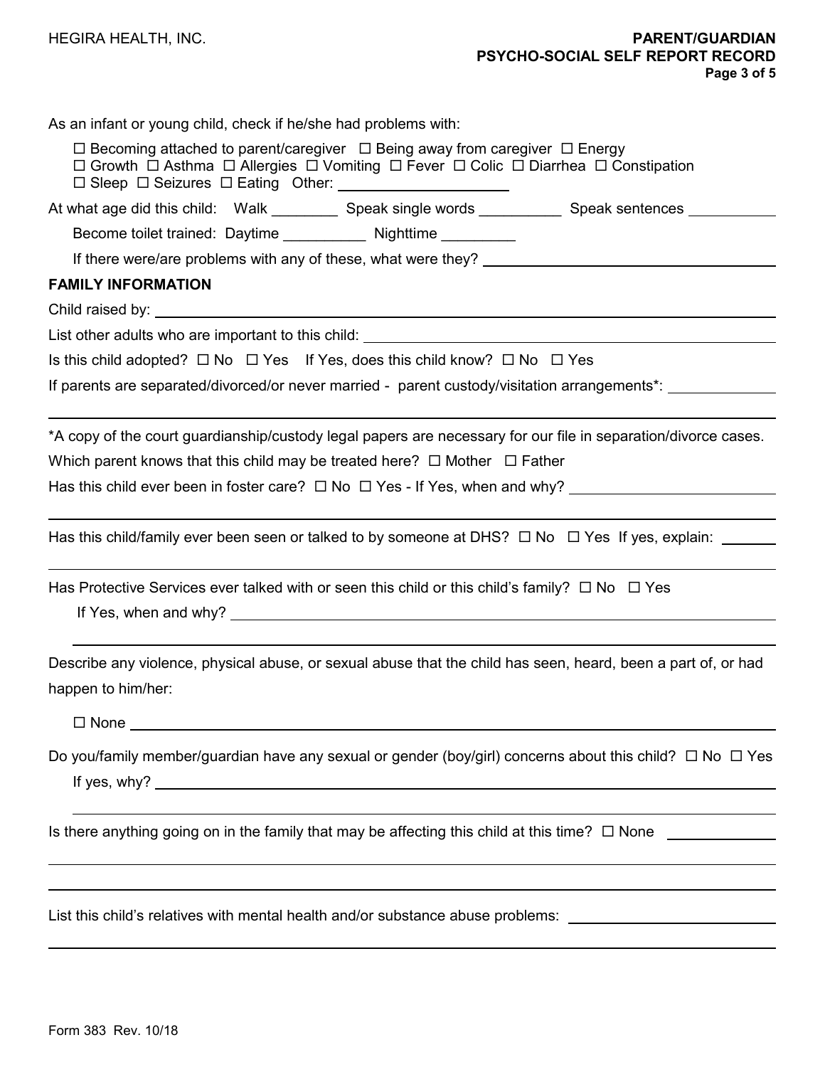As an infant or young child, check if he/she had problems with:

☐ Becoming attached to parent/caregiver ☐ Being away from caregiver ☐ Energy
☐ Growth ☐ Asthma ☐ Allergies ☐ Vomiting ☐ Fever ☐ Colic ☐ Diarrhea ☐ Constipation
☐ Sleep ☐ Seizures ☐ Eating Other: ____________________

At what age did this child: Walk ________ Speak single words __________ Speak sentences __________

Become toilet trained: Daytime __________ Nighttime _________

If there were/are problems with any of these, what were they? ____________________________________

## FAMILY INFORMATION

Child raised by: ____________________________________________________________

List other adults who are important to this child: ______________________________________

Is this child adopted? ☐ No ☐ Yes If Yes, does this child know? ☐ No ☐ Yes

If parents are separated/divorced/or never married - parent custody/visitation arrangements*: ____________

____________________________________________________________________________

*A copy of the court guardianship/custody legal papers are necessary for our file in separation/divorce cases.

Which parent knows that this child may be treated here? ☐ Mother ☐ Father

Has this child ever been in foster care? ☐ No ☐ Yes - If Yes, when and why? ______________________

____________________________________________________________________________

Has this child/family ever been seen or talked to by someone at DHS? ☐ No ☐ Yes If yes, explain: ______

____________________________________________________________________________

Has Protective Services ever talked with or seen this child or this child's family? ☐ No ☐ Yes

If Yes, when and why? ______________________________________________________

____________________________________________________________________________

Describe any violence, physical abuse, or sexual abuse that the child has seen, heard, been a part of, or had happen to him/her:

☐ None ________________________________________________________________

Do you/family member/guardian have any sexual or gender (boy/girl) concerns about this child? ☐ No ☐ Yes

If yes, why? ____________________________________________________________

____________________________________________________________________________

Is there anything going on in the family that may be affecting this child at this time? ☐ None ____________

____________________________________________________________________________

____________________________________________________________________________

List this child's relatives with mental health and/or substance abuse problems: ______________________

____________________________________________________________________________

Form 383 Rev. 10/18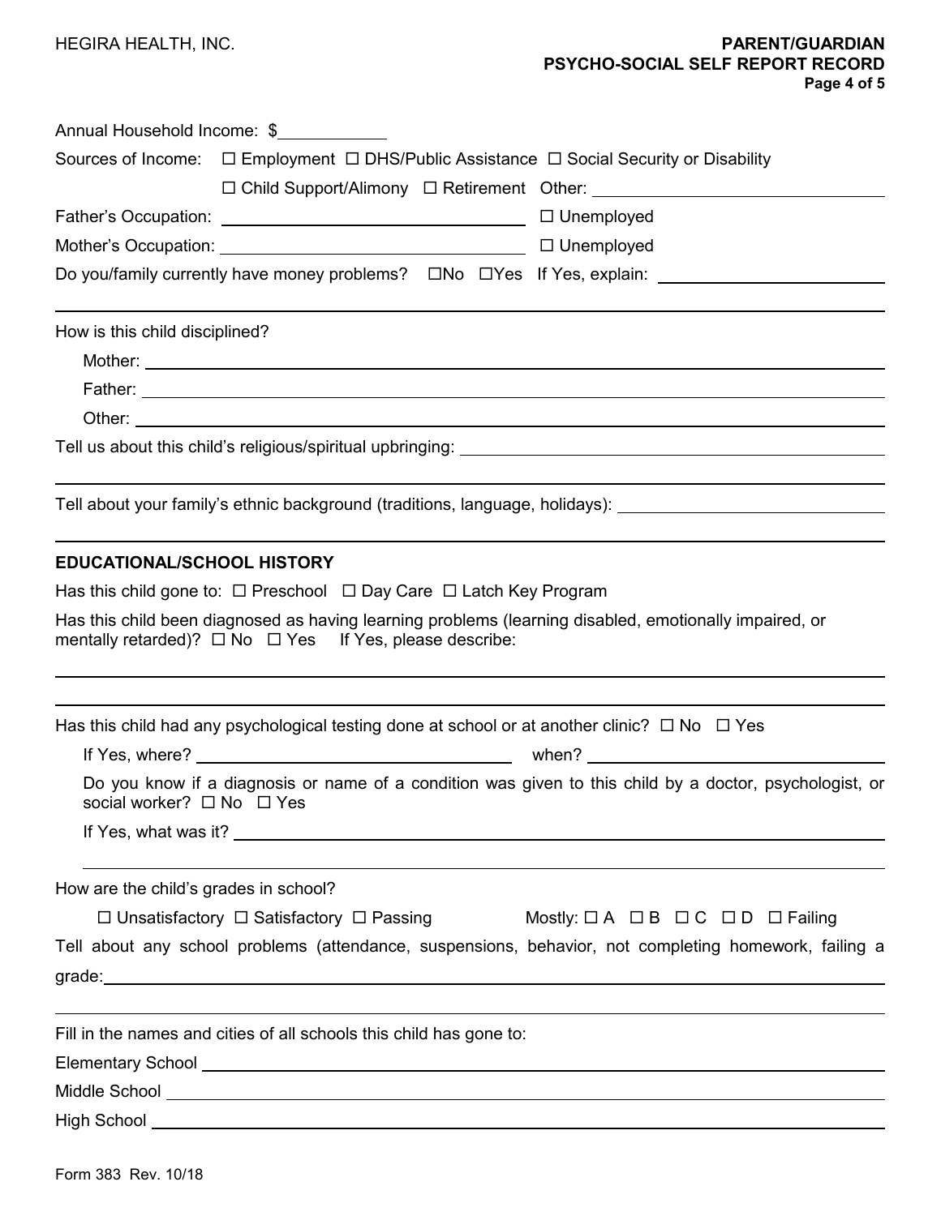Annual Household Income: $\_\_\_\_\_\_\_\_\_\_

Sources of Income: ☐ Employment ☐ DHS/Public Assistance ☐ Social Security or Disability ☐ Child Support/Alimony ☐ Retirement Other: \_\_\_\_\_\_\_\_\_\_

Father's Occupation: \_\_\_\_\_\_\_\_\_\_ ☐ Unemployed

Mother's Occupation: \_\_\_\_\_\_\_\_\_\_ ☐ Unemployed

Do you/family currently have money problems? ☐No ☐Yes If Yes, explain: \_\_\_\_\_\_\_\_\_\_

How is this child disciplined?

Mother: \_\_\_\_\_\_\_\_\_\_

Father: \_\_\_\_\_\_\_\_\_\_

Other: \_\_\_\_\_\_\_\_\_\_

Tell us about this child's religious/spiritual upbringing: \_\_\_\_\_\_\_\_\_\_

Tell about your family's ethnic background (traditions, language, holidays): \_\_\_\_\_\_\_\_\_\_

**EDUCATIONAL/SCHOOL HISTORY**

Has this child gone to: ☐ Preschool ☐ Day Care ☐ Latch Key Program

Has this child been diagnosed as having learning problems (learning disabled, emotionally impaired, or mentally retarded)? ☐ No ☐ Yes If Yes, please describe:

Has this child had any psychological testing done at school or at another clinic? ☐ No ☐ Yes

If Yes, where? \_\_\_\_\_\_\_\_\_\_ when? \_\_\_\_\_\_\_\_\_\_

Do you know if a diagnosis or name of a condition was given to this child by a doctor, psychologist, or social worker? ☐ No ☐ Yes

If Yes, what was it? \_\_\_\_\_\_\_\_\_\_

How are the child's grades in school?

☐ Unsatisfactory ☐ Satisfactory ☐ Passing Mostly: ☐ A ☐ B ☐ C ☐ D ☐ Failing

Tell about any school problems (attendance, suspensions, behavior, not completing homework, failing a grade: \_\_\_\_\_\_\_\_\_\_

Fill in the names and cities of all schools this child has gone to:

Elementary School \_\_\_\_\_\_\_\_\_\_

Middle School \_\_\_\_\_\_\_\_\_\_

High School \_\_\_\_\_\_\_\_\_\_

Form 383 Rev. 10/18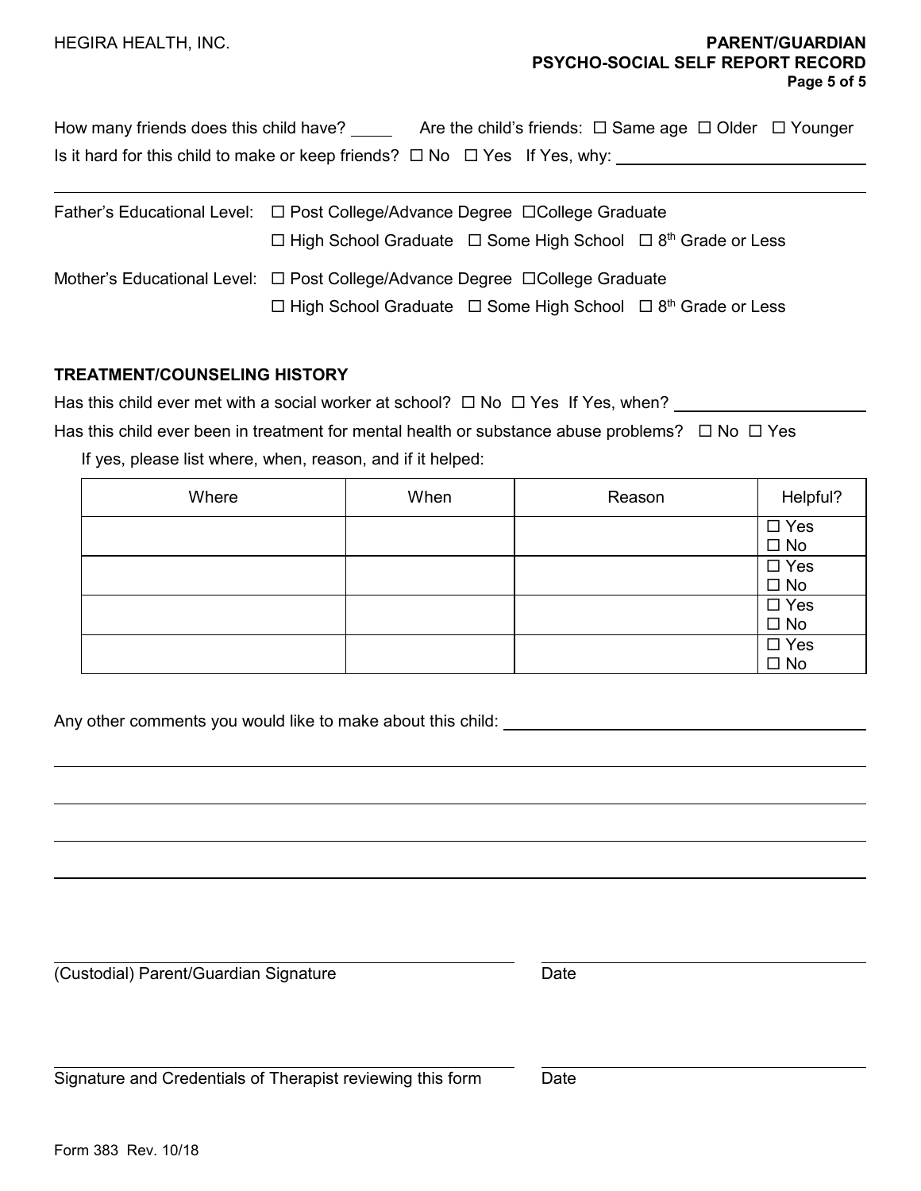How many friends does this child have? _____ Are the child's friends: ☐ Same age ☐ Older ☐ Younger

Is it hard for this child to make or keep friends? ☐ No ☐ Yes If Yes, why: ______________________________

Father's Educational Level: ☐ Post College/Advance Degree ☐College Graduate
☐ High School Graduate ☐ Some High School ☐ 8th Grade or Less

Mother's Educational Level: ☐ Post College/Advance Degree ☐College Graduate
☐ High School Graduate ☐ Some High School ☐ 8th Grade or Less

## TREATMENT/COUNSELING HISTORY

Has this child ever met with a social worker at school? ☐ No ☐ Yes If Yes, when? ______________________

Has this child ever been in treatment for mental health or substance abuse problems? ☐ No ☐ Yes

If yes, please list where, when, reason, and if it helped:

| Where | When | Reason | Helpful? |
|---|---|---|---|
| | | | ☐ Yes ☐ No |
| | | | ☐ Yes ☐ No |
| | | | ☐ Yes ☐ No |
| | | | ☐ Yes ☐ No |

Any other comments you would like to make about this child: ______________________________________________

_______________________________________________ _______________________
(Custodial) Parent/Guardian Signature Date

_______________________________________________ _______________________
Signature and Credentials of Therapist reviewing this form Date

Form 383 Rev. 10/18